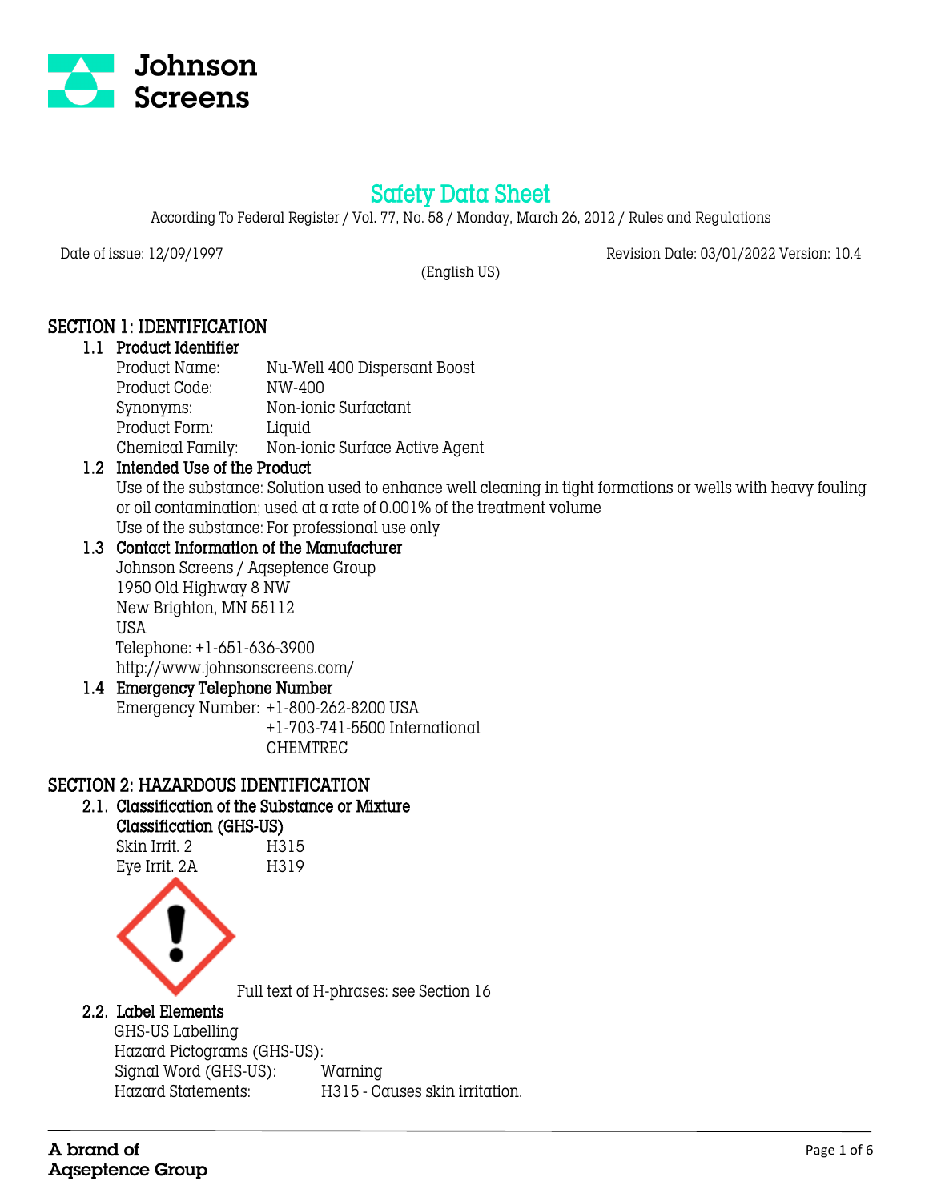Johnson Screens

# Safety Data Sheet

According To Federal Register / Vol. 77, No. 58 / Monday, March 26, 2012 / Rules and Regulations

Date of issue: 12/09/1997 Revision Date: 03/01/2022 Version: 10.4

(English US)

## SECTION 1: IDENTIFICATION

### 1.1 Product Identifier

Product Name: Nu-Well 400 Dispersant Boost
Product Code: NW-400
Synonyms: Non-ionic Surfactant
Product Form: Liquid
Chemical Family: Non-ionic Surface Active Agent

### 1.2 Intended Use of the Product

Use of the substance: Solution used to enhance well cleaning in tight formations or wells with heavy fouling or oil contamination; used at a rate of 0.001% of the treatment volume
Use of the substance: For professional use only

### 1.3 Contact Information of the Manufacturer

Johnson Screens / Aqseptence Group
1950 Old Highway 8 NW
New Brighton, MN 55112
USA
Telephone: +1-651-636-3900
http://www.johnsonscreens.com/

### 1.4 Emergency Telephone Number

Emergency Number: +1-800-262-8200 USA
+1-703-741-5500 International
CHEMTREC

## SECTION 2: HAZARDOUS IDENTIFICATION

### 2.1. Classification of the Substance or Mixture

**Classification (GHS-US)**

Skin Irrit. 2 H315
Eye Irrit. 2A H319

Full text of H-phrases: see Section 16

### 2.2. Label Elements

GHS-US Labelling
Hazard Pictograms (GHS-US):
Signal Word (GHS-US): Warning
Hazard Statements: H315 - Causes skin irritation.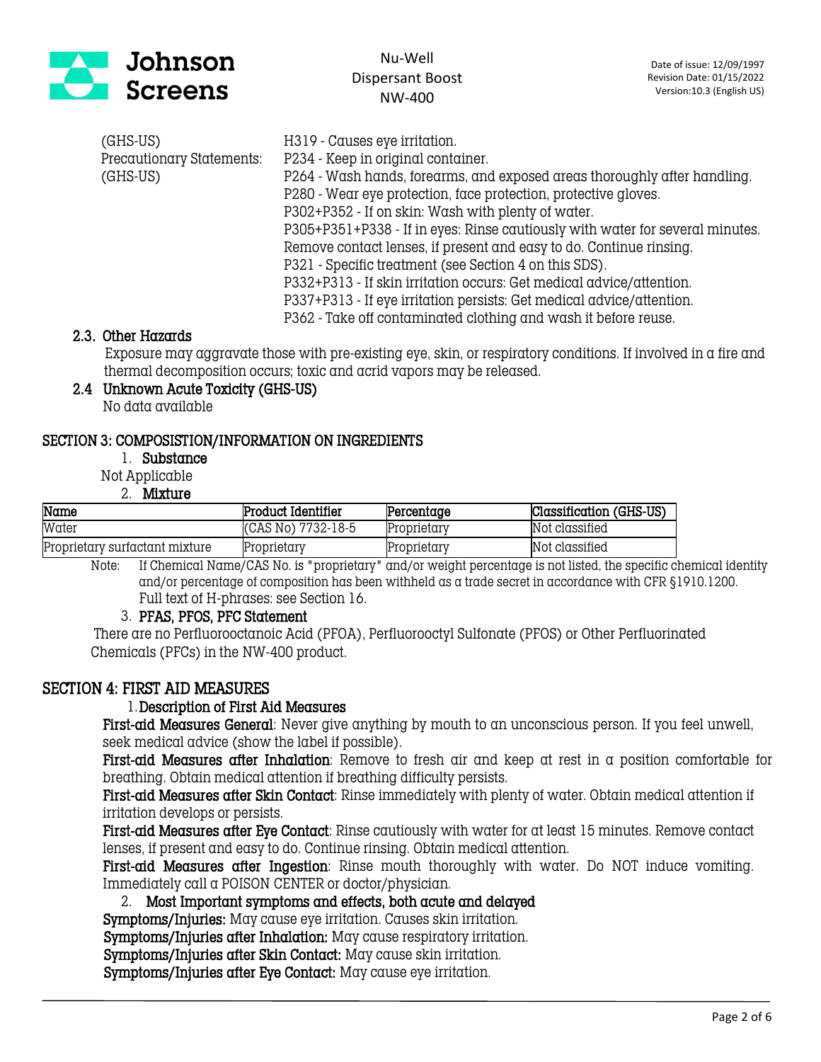(GHS-US) H319 - Causes eye irritation.

Precautionary Statements: (GHS-US)
P234 - Keep in original container.
P264 - Wash hands, forearms, and exposed areas thoroughly after handling.
P280 - Wear eye protection, face protection, protective gloves.
P302+P352 - If on skin: Wash with plenty of water.
P305+P351+P338 - If in eyes: Rinse cautiously with water for several minutes. Remove contact lenses, if present and easy to do. Continue rinsing.
P321 - Specific treatment (see Section 4 on this SDS).
P332+P313 - If skin irritation occurs: Get medical advice/attention.
P337+P313 - If eye irritation persists: Get medical advice/attention.
P362 - Take off contaminated clothing and wash it before reuse.

### 2.3. Other Hazards

Exposure may aggravate those with pre-existing eye, skin, or respiratory conditions. If involved in a fire and thermal decomposition occurs; toxic and acrid vapors may be released.

### 2.4 Unknown Acute Toxicity (GHS-US)

No data available

## SECTION 3: COMPOSISTION/INFORMATION ON INGREDIENTS

1. **Substance**

Not Applicable

2. **Mixture**

| Name | Product Identifier | Percentage | Classification (GHS-US) |
|---|---|---|---|
| Water | (CAS No) 7732-18-5 | Proprietary | Not classified |
| Proprietary surfactant mixture | Proprietary | Proprietary | Not classified |

Note: If Chemical Name/CAS No. is "proprietary" and/or weight percentage is not listed, the specific chemical identity and/or percentage of composition has been withheld as a trade secret in accordance with CFR §1910.1200. Full text of H-phrases: see Section 16.

3. **PFAS, PFOS, PFC Statement**

There are no Perfluorooctanoic Acid (PFOA), Perfluorooctyl Sulfonate (PFOS) or Other Perfluorinated Chemicals (PFCs) in the NW-400 product.

## SECTION 4: FIRST AID MEASURES

1. **Description of First Aid Measures**

**First-aid Measures General**: Never give anything by mouth to an unconscious person. If you feel unwell, seek medical advice (show the label if possible).

**First-aid Measures after Inhalation**: Remove to fresh air and keep at rest in a position comfortable for breathing. Obtain medical attention if breathing difficulty persists.

**First-aid Measures after Skin Contact**: Rinse immediately with plenty of water. Obtain medical attention if irritation develops or persists.

**First-aid Measures after Eye Contact**: Rinse cautiously with water for at least 15 minutes. Remove contact lenses, if present and easy to do. Continue rinsing. Obtain medical attention.

**First-aid Measures after Ingestion**: Rinse mouth thoroughly with water. Do NOT induce vomiting. Immediately call a POISON CENTER or doctor/physician.

2. **Most Important symptoms and effects, both acute and delayed**

**Symptoms/Injuries:** May cause eye irritation. Causes skin irritation.
**Symptoms/Injuries after Inhalation:** May cause respiratory irritation.
**Symptoms/Injuries after Skin Contact:** May cause skin irritation.
**Symptoms/Injuries after Eye Contact:** May cause eye irritation.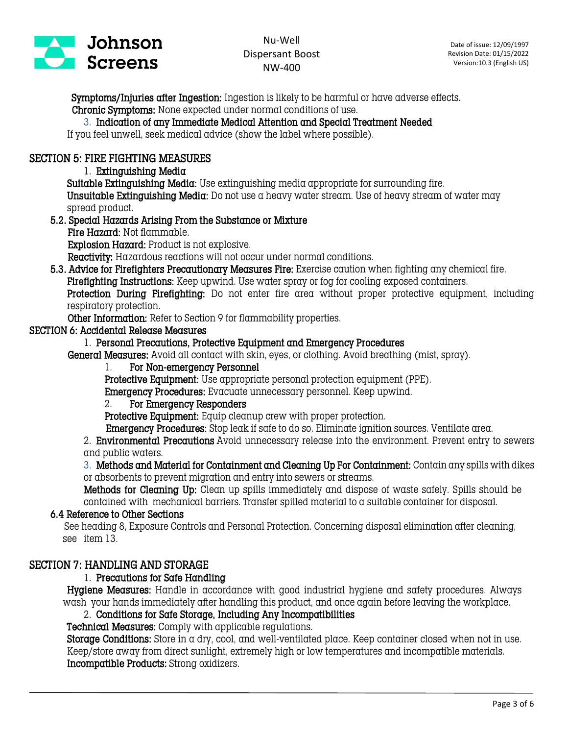**Symptoms/Injuries after Ingestion:** Ingestion is likely to be harmful or have adverse effects.
**Chronic Symptoms:** None expected under normal conditions of use.

3. **Indication of any Immediate Medical Attention and Special Treatment Needed**

If you feel unwell, seek medical advice (show the label where possible).

## SECTION 5: FIRE FIGHTING MEASURES

1. **Extinguishing Media**

**Suitable Extinguishing Media:** Use extinguishing media appropriate for surrounding fire.
**Unsuitable Extinguishing Media:** Do not use a heavy water stream. Use of heavy stream of water may spread product.

**5.2. Special Hazards Arising From the Substance or Mixture**

**Fire Hazard:** Not flammable.
**Explosion Hazard:** Product is not explosive.
**Reactivity:** Hazardous reactions will not occur under normal conditions.

**5.3. Advice for Firefighters Precautionary Measures Fire:** Exercise caution when fighting any chemical fire.
**Firefighting Instructions:** Keep upwind. Use water spray or fog for cooling exposed containers.
**Protection During Firefighting:** Do not enter fire area without proper protective equipment, including respiratory protection.
**Other Information:** Refer to Section 9 for flammability properties.

## SECTION 6: Accidental Release Measures

1. **Personal Precautions, Protective Equipment and Emergency Procedures**

**General Measures:** Avoid all contact with skin, eyes, or clothing. Avoid breathing (mist, spray).

1. **For Non-emergency Personnel**

**Protective Equipment:** Use appropriate personal protection equipment (PPE).
**Emergency Procedures:** Evacuate unnecessary personnel. Keep upwind.

2. **For Emergency Responders**

**Protective Equipment:** Equip cleanup crew with proper protection.
**Emergency Procedures:** Stop leak if safe to do so. Eliminate ignition sources. Ventilate area.

2. **Environmental Precautions** Avoid unnecessary release into the environment. Prevent entry to sewers and public waters.

3. **Methods and Material for Containment and Cleaning Up For Containment:** Contain any spills with dikes or absorbents to prevent migration and entry into sewers or streams.

**Methods for Cleaning Up:** Clean up spills immediately and dispose of waste safely. Spills should be contained with mechanical barriers. Transfer spilled material to a suitable container for disposal.

**6.4 Reference to Other Sections**

See heading 8, Exposure Controls and Personal Protection. Concerning disposal elimination after cleaning, see item 13.

## SECTION 7: HANDLING AND STORAGE

1. **Precautions for Safe Handling**

**Hygiene Measures:** Handle in accordance with good industrial hygiene and safety procedures. Always wash your hands immediately after handling this product, and once again before leaving the workplace.

2. **Conditions for Safe Storage, Including Any Incompatibilities**

**Technical Measures:** Comply with applicable regulations.
**Storage Conditions:** Store in a dry, cool, and well-ventilated place. Keep container closed when not in use. Keep/store away from direct sunlight, extremely high or low temperatures and incompatible materials.
**Incompatible Products:** Strong oxidizers.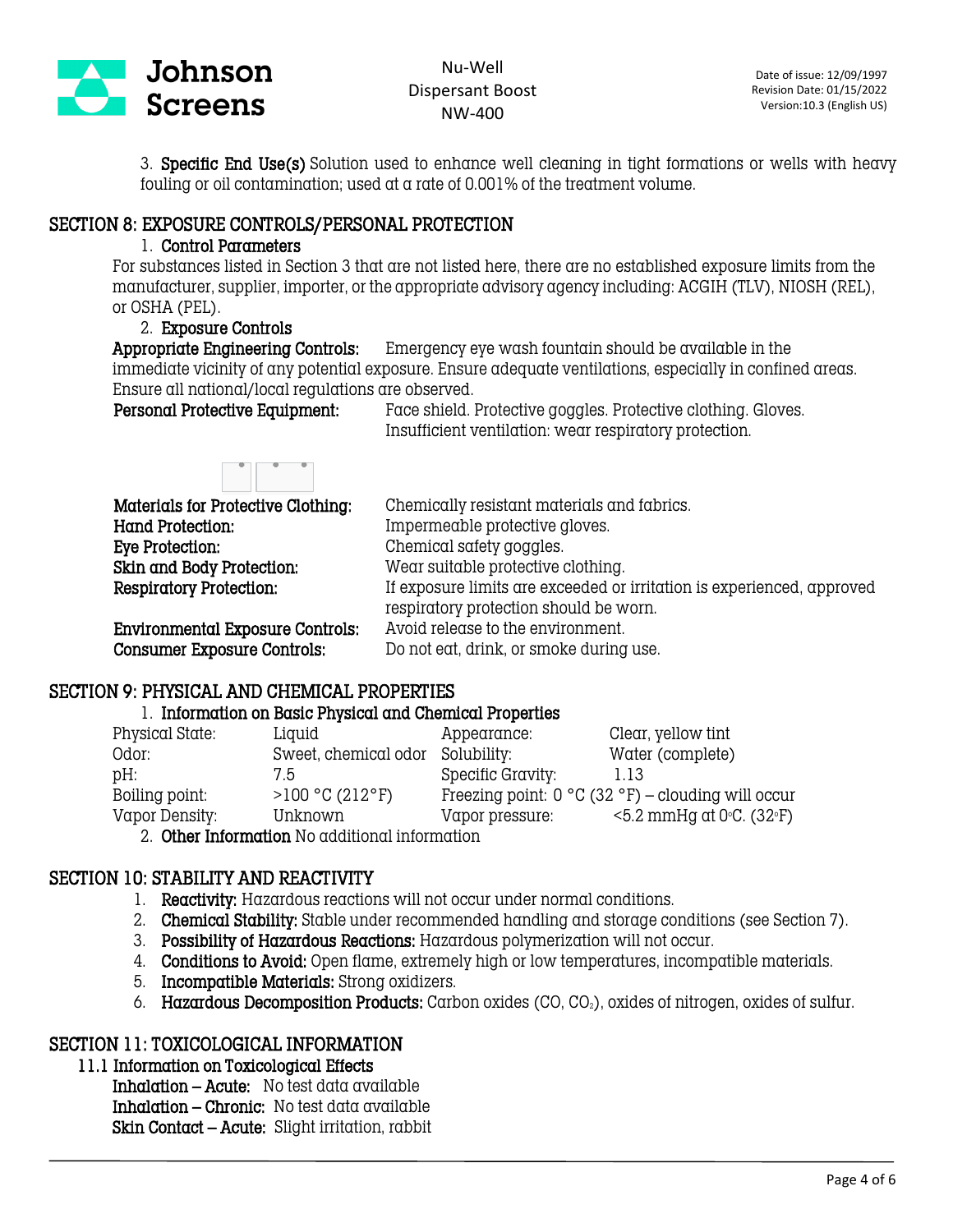3. **Specific End Use(s)** Solution used to enhance well cleaning in tight formations or wells with heavy fouling or oil contamination; used at a rate of 0.001% of the treatment volume.

## SECTION 8: EXPOSURE CONTROLS/PERSONAL PROTECTION

1. **Control Parameters**

For substances listed in Section 3 that are not listed here, there are no established exposure limits from the manufacturer, supplier, importer, or the appropriate advisory agency including: ACGIH (TLV), NIOSH (REL), or OSHA (PEL).

2. **Exposure Controls**

**Appropriate Engineering Controls:** Emergency eye wash fountain should be available in the immediate vicinity of any potential exposure. Ensure adequate ventilations, especially in confined areas. Ensure all national/local regulations are observed.

**Personal Protective Equipment:** Face shield. Protective goggles. Protective clothing. Gloves. Insufficient ventilation: wear respiratory protection.

**Materials for Protective Clothing:** Chemically resistant materials and fabrics.
**Hand Protection:** Impermeable protective gloves.
**Eye Protection:** Chemical safety goggles.
**Skin and Body Protection:** Wear suitable protective clothing.
**Respiratory Protection:** If exposure limits are exceeded or irritation is experienced, approved respiratory protection should be worn.
**Environmental Exposure Controls:** Avoid release to the environment.
**Consumer Exposure Controls:** Do not eat, drink, or smoke during use.

## SECTION 9: PHYSICAL AND CHEMICAL PROPERTIES

1. **Information on Basic Physical and Chemical Properties**

| | | | |
|---|---|---|---|
| Physical State: | Liquid | Appearance: | Clear, yellow tint |
| Odor: | Sweet, chemical odor | Solubility: | Water (complete) |
| pH: | 7.5 | Specific Gravity: | 1.13 |
| Boiling point: | >100 °C (212°F) | Freezing point: | 0 °C (32 °F) – clouding will occur |
| Vapor Density: | Unknown | Vapor pressure: | <5.2 mmHg at 0°C. (32°F) |

2. **Other Information** No additional information

## SECTION 10: STABILITY AND REACTIVITY

1. **Reactivity:** Hazardous reactions will not occur under normal conditions.
2. **Chemical Stability:** Stable under recommended handling and storage conditions (see Section 7).
3. **Possibility of Hazardous Reactions:** Hazardous polymerization will not occur.
4. **Conditions to Avoid:** Open flame, extremely high or low temperatures, incompatible materials.
5. **Incompatible Materials:** Strong oxidizers.
6. **Hazardous Decomposition Products:** Carbon oxides ($CO$, $CO_2$), oxides of nitrogen, oxides of sulfur.

## SECTION 11: TOXICOLOGICAL INFORMATION

### 11.1 Information on Toxicological Effects

**Inhalation – Acute:** No test data available
**Inhalation – Chronic:** No test data available
**Skin Contact – Acute:** Slight irritation, rabbit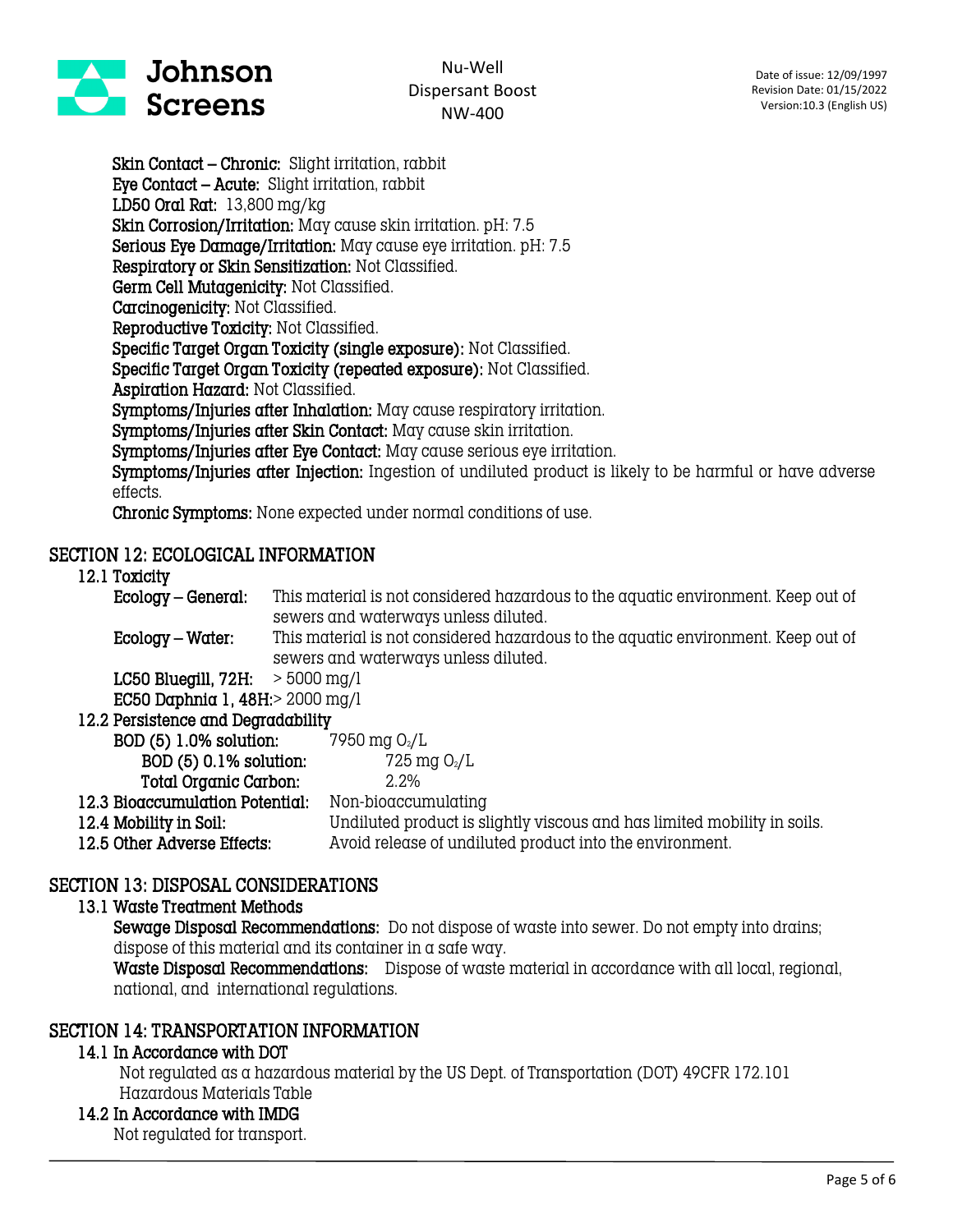**Skin Contact – Chronic:** Slight irritation, rabbit
**Eye Contact – Acute:** Slight irritation, rabbit
**LD50 Oral Rat:** 13,800 mg/kg
**Skin Corrosion/Irritation:** May cause skin irritation. pH: 7.5
**Serious Eye Damage/Irritation:** May cause eye irritation. pH: 7.5
**Respiratory or Skin Sensitization:** Not Classified.
**Germ Cell Mutagenicity:** Not Classified.
**Carcinogenicity:** Not Classified.
**Reproductive Toxicity:** Not Classified.
**Specific Target Organ Toxicity (single exposure):** Not Classified.
**Specific Target Organ Toxicity (repeated exposure):** Not Classified.
**Aspiration Hazard:** Not Classified.
**Symptoms/Injuries after Inhalation:** May cause respiratory irritation.
**Symptoms/Injuries after Skin Contact:** May cause skin irritation.
**Symptoms/Injuries after Eye Contact:** May cause serious eye irritation.
**Symptoms/Injuries after Injection:** Ingestion of undiluted product is likely to be harmful or have adverse effects.
**Chronic Symptoms:** None expected under normal conditions of use.

## SECTION 12: ECOLOGICAL INFORMATION

### 12.1 Toxicity

**Ecology – General:** This material is not considered hazardous to the aquatic environment. Keep out of sewers and waterways unless diluted.

**Ecology – Water:** This material is not considered hazardous to the aquatic environment. Keep out of sewers and waterways unless diluted.

**LC50 Bluegill, 72H:** > 5000 mg/l

**EC50 Daphnia 1, 48H:** > 2000 mg/l

### 12.2 Persistence and Degradability

**BOD (5) 1.0% solution:** 7950 mg $O_2$/L

**BOD (5) 0.1% solution:** 725 mg $O_2$/L

**Total Organic Carbon:** 2.2%

### 12.3 Bioaccumulation Potential: Non-bioaccumulating

### 12.4 Mobility in Soil: Undiluted product is slightly viscous and has limited mobility in soils.

### 12.5 Other Adverse Effects: Avoid release of undiluted product into the environment.

## SECTION 13: DISPOSAL CONSIDERATIONS

### 13.1 Waste Treatment Methods

**Sewage Disposal Recommendations:** Do not dispose of waste into sewer. Do not empty into drains; dispose of this material and its container in a safe way.

**Waste Disposal Recommendations:** Dispose of waste material in accordance with all local, regional, national, and international regulations.

## SECTION 14: TRANSPORTATION INFORMATION

### 14.1 In Accordance with DOT

Not regulated as a hazardous material by the US Dept. of Transportation (DOT) 49CFR 172.101 Hazardous Materials Table

### 14.2 In Accordance with IMDG

Not regulated for transport.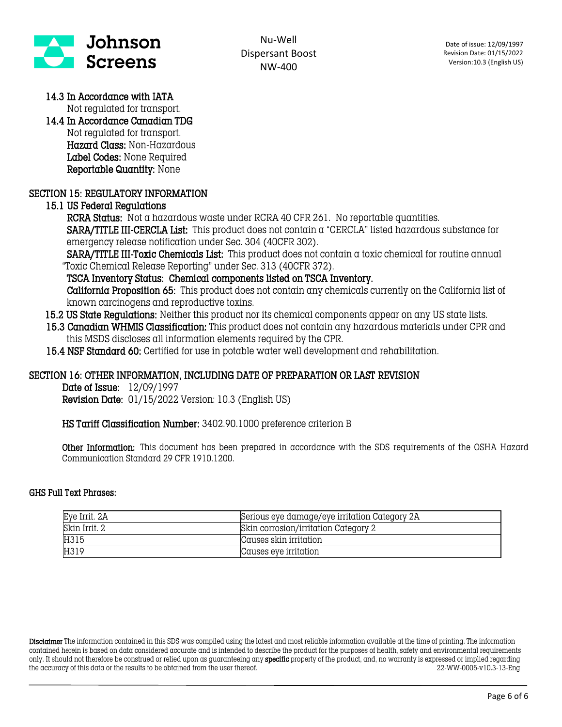### 14.3 In Accordance with IATA

Not regulated for transport.

### 14.4 In Accordance Canadian TDG

Not regulated for transport.

**Hazard Class:** Non-Hazardous

**Label Codes:** None Required

**Reportable Quantity:** None

## SECTION 15: REGULATORY INFORMATION

### 15.1 US Federal Regulations

**RCRA Status:** Not a hazardous waste under RCRA 40 CFR 261. No reportable quantities.

**SARA/TITLE III-CERCLA List:** This product does not contain a "CERCLA" listed hazardous substance for emergency release notification under Sec. 304 (40CFR 302).

**SARA/TITLE III-Toxic Chemicals List:** This product does not contain a toxic chemical for routine annual "Toxic Chemical Release Reporting" under Sec. 313 (40CFR 372).

**TSCA Inventory Status: Chemical components listed on TSCA Inventory.**

**California Proposition 65:** This product does not contain any chemicals currently on the California list of known carcinogens and reproductive toxins.

**15.2 US State Regulations:** Neither this product nor its chemical components appear on any US state lists.

**15.3 Canadian WHMIS Classification:** This product does not contain any hazardous materials under CPR and this MSDS discloses all information elements required by the CPR.

**15.4 NSF Standard 60:** Certified for use in potable water well development and rehabilitation.

## SECTION 16: OTHER INFORMATION, INCLUDING DATE OF PREPARATION OR LAST REVISION

**Date of Issue:** 12/09/1997

**Revision Date:** 01/15/2022 Version: 10.3 (English US)

**HS Tariff Classification Number:** 3402.90.1000 preference criterion B

**Other Information:** This document has been prepared in accordance with the SDS requirements of the OSHA Hazard Communication Standard 29 CFR 1910.1200.

### GHS Full Text Phrases:

| | |
|---|---|
| Eye Irrit. 2A | Serious eye damage/eye irritation Category 2A |
| Skin Irrit. 2 | Skin corrosion/irritation Category 2 |
| H315 | Causes skin irritation |
| H319 | Causes eye irritation |

**Disclaimer** The information contained in this SDS was compiled using the latest and most reliable information available at the time of printing. The information contained herein is based on data considered accurate and is intended to describe the product for the purposes of health, safety and environmental requirements only. It should not therefore be construed or relied upon as guaranteeing any **specific** property of the product, and, no warranty is expressed or implied regarding the accuracy of this data or the results to be obtained from the user thereof. 22-WW-0005-v10.3-13-Eng